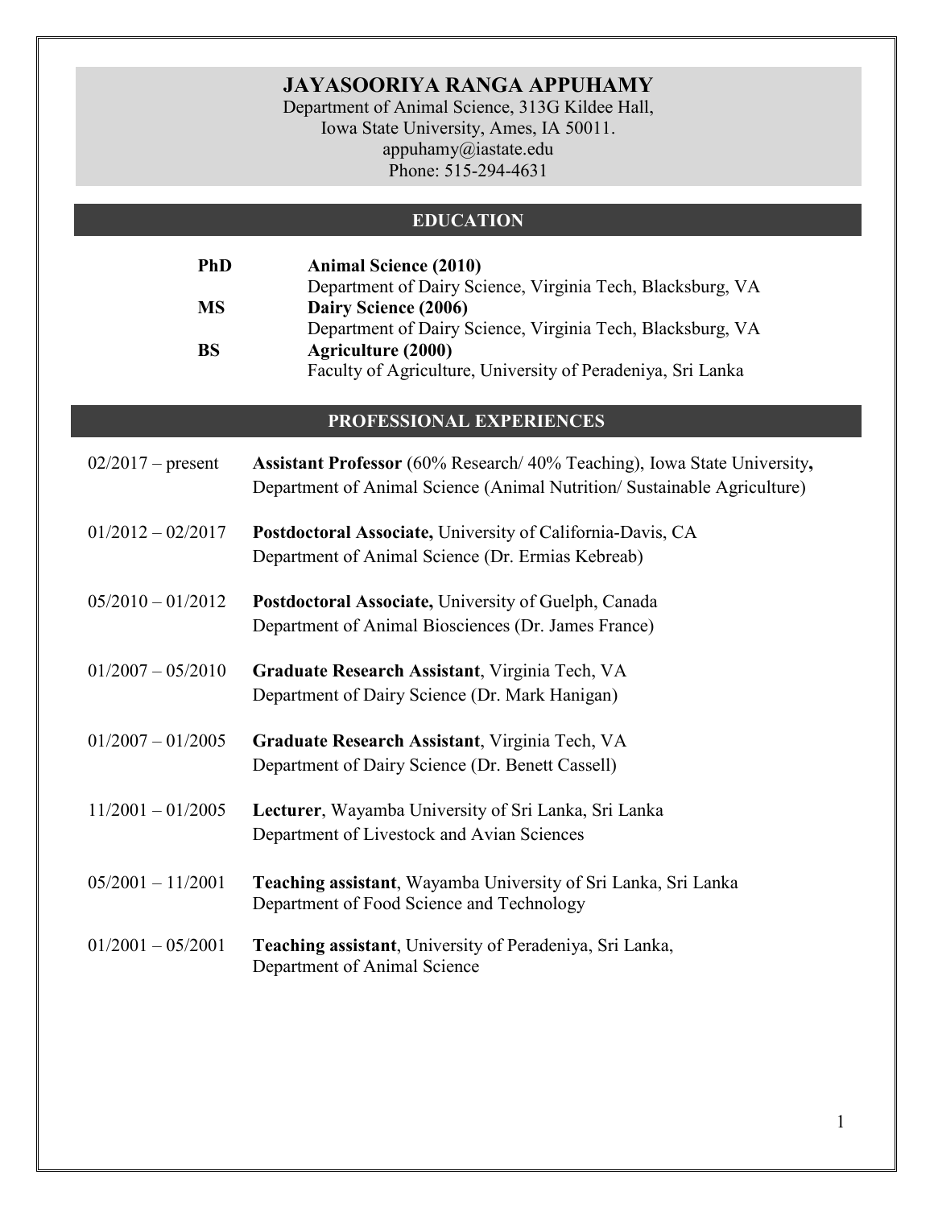# JAYASOORIYA RANGA APPUHAMY

Department of Animal Science, 313G Kildee Hall,
Iowa State University, Ames, IA 50011.
appuhamy@iastate.edu
Phone: 515-294-4631

## EDUCATION

**PhD** **Animal Science (2010)**
Department of Dairy Science, Virginia Tech, Blacksburg, VA

**MS** **Dairy Science (2006)**
Department of Dairy Science, Virginia Tech, Blacksburg, VA

**BS** **Agriculture (2000)**
Faculty of Agriculture, University of Peradeniya, Sri Lanka

## PROFESSIONAL EXPERIENCES

02/2017 – present **Assistant Professor** (60% Research/ 40% Teaching), Iowa State University**,**
Department of Animal Science (Animal Nutrition/ Sustainable Agriculture)

01/2012 – 02/2017 **Postdoctoral Associate,** University of California-Davis, CA
Department of Animal Science (Dr. Ermias Kebreab)

05/2010 – 01/2012 **Postdoctoral Associate,** University of Guelph, Canada
Department of Animal Biosciences (Dr. James France)

01/2007 – 05/2010 **Graduate Research Assistant**, Virginia Tech, VA
Department of Dairy Science (Dr. Mark Hanigan)

01/2007 – 01/2005 **Graduate Research Assistant**, Virginia Tech, VA
Department of Dairy Science (Dr. Benett Cassell)

11/2001 – 01/2005 **Lecturer**, Wayamba University of Sri Lanka, Sri Lanka
Department of Livestock and Avian Sciences

05/2001 – 11/2001 **Teaching assistant**, Wayamba University of Sri Lanka, Sri Lanka
Department of Food Science and Technology

01/2001 – 05/2001 **Teaching assistant**, University of Peradeniya, Sri Lanka,
Department of Animal Science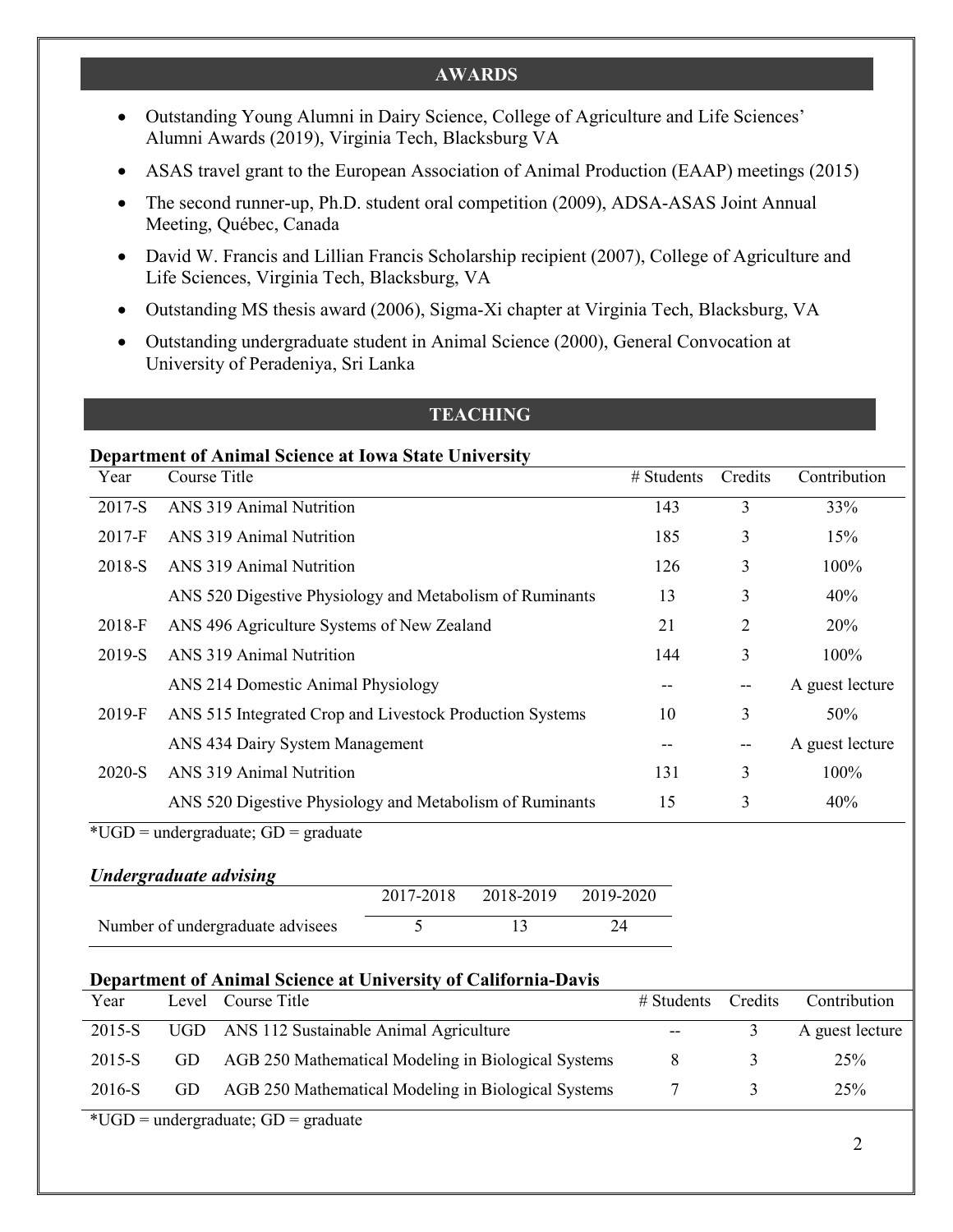## AWARDS

- Outstanding Young Alumni in Dairy Science, College of Agriculture and Life Sciences' Alumni Awards (2019), Virginia Tech, Blacksburg VA
- ASAS travel grant to the European Association of Animal Production (EAAP) meetings (2015)
- The second runner-up, Ph.D. student oral competition (2009), ADSA-ASAS Joint Annual Meeting, Québec, Canada
- David W. Francis and Lillian Francis Scholarship recipient (2007), College of Agriculture and Life Sciences, Virginia Tech, Blacksburg, VA
- Outstanding MS thesis award (2006), Sigma-Xi chapter at Virginia Tech, Blacksburg, VA
- Outstanding undergraduate student in Animal Science (2000), General Convocation at University of Peradeniya, Sri Lanka

## TEACHING

**Department of Animal Science at Iowa State University**

| Year | Course Title | # Students | Credits | Contribution |
|---|---|---|---|---|
| 2017-S | ANS 319 Animal Nutrition | 143 | 3 | 33% |
| 2017-F | ANS 319 Animal Nutrition | 185 | 3 | 15% |
| 2018-S | ANS 319 Animal Nutrition | 126 | 3 | 100% |
| | ANS 520 Digestive Physiology and Metabolism of Ruminants | 13 | 3 | 40% |
| 2018-F | ANS 496 Agriculture Systems of New Zealand | 21 | 2 | 20% |
| 2019-S | ANS 319 Animal Nutrition | 144 | 3 | 100% |
| | ANS 214 Domestic Animal Physiology | -- | -- | A guest lecture |
| 2019-F | ANS 515 Integrated Crop and Livestock Production Systems | 10 | 3 | 50% |
| | ANS 434 Dairy System Management | -- | -- | A guest lecture |
| 2020-S | ANS 319 Animal Nutrition | 131 | 3 | 100% |
| | ANS 520 Digestive Physiology and Metabolism of Ruminants | 15 | 3 | 40% |

*UGD = undergraduate; GD = graduate

***Undergraduate advising***

| | 2017-2018 | 2018-2019 | 2019-2020 |
|---|---|---|---|
| Number of undergraduate advisees | 5 | 13 | 24 |

**Department of Animal Science at University of California-Davis**

| Year | Level | Course Title | # Students | Credits | Contribution |
|---|---|---|---|---|---|
| 2015-S | UGD | ANS 112 Sustainable Animal Agriculture | -- | 3 | A guest lecture |
| 2015-S | GD | AGB 250 Mathematical Modeling in Biological Systems | 8 | 3 | 25% |
| 2016-S | GD | AGB 250 Mathematical Modeling in Biological Systems | 7 | 3 | 25% |

*UGD = undergraduate; GD = graduate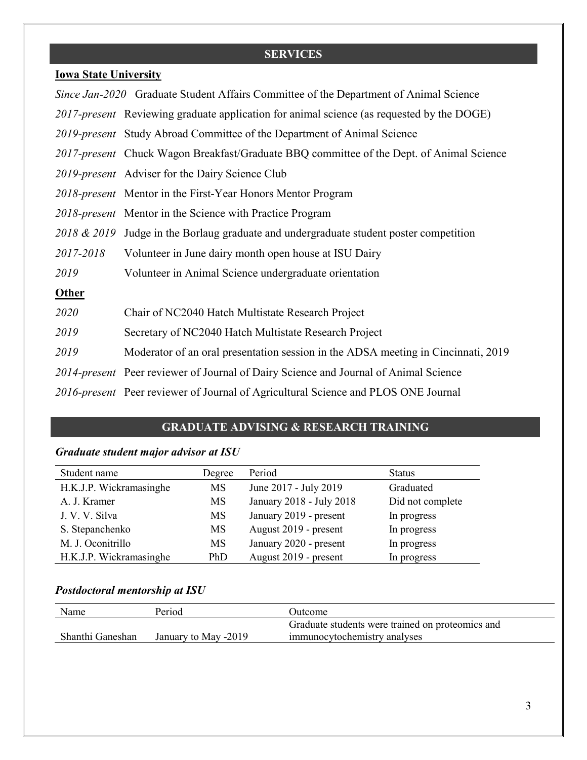## SERVICES

**Iowa State University**

*Since Jan-2020* Graduate Student Affairs Committee of the Department of Animal Science

*2017-present* Reviewing graduate application for animal science (as requested by the DOGE)

*2019-present* Study Abroad Committee of the Department of Animal Science

*2017-present* Chuck Wagon Breakfast/Graduate BBQ committee of the Dept. of Animal Science

*2019-present* Adviser for the Dairy Science Club

*2018-present* Mentor in the First-Year Honors Mentor Program

*2018-present* Mentor in the Science with Practice Program

*2018 & 2019* Judge in the Borlaug graduate and undergraduate student poster competition

*2017-2018* Volunteer in June dairy month open house at ISU Dairy

*2019* Volunteer in Animal Science undergraduate orientation

**Other**

*2020* Chair of NC2040 Hatch Multistate Research Project

*2019* Secretary of NC2040 Hatch Multistate Research Project

*2019* Moderator of an oral presentation session in the ADSA meeting in Cincinnati, 2019

*2014-present* Peer reviewer of Journal of Dairy Science and Journal of Animal Science

*2016-present* Peer reviewer of Journal of Agricultural Science and PLOS ONE Journal

## GRADUATE ADVISING & RESEARCH TRAINING

### *Graduate student major advisor at ISU*

| Student name | Degree | Period | Status |
|---|---|---|---|
| H.K.J.P. Wickramasinghe | MS | June 2017 - July 2019 | Graduated |
| A. J. Kramer | MS | January 2018 - July 2018 | Did not complete |
| J. V. V. Silva | MS | January 2019 - present | In progress |
| S. Stepanchenko | MS | August 2019 - present | In progress |
| M. J. Oconitrillo | MS | January 2020 - present | In progress |
| H.K.J.P. Wickramasinghe | PhD | August 2019 - present | In progress |

### *Postdoctoral mentorship at ISU*

| Name | Period | Outcome |
|---|---|---|
| Shanthi Ganeshan | January to May -2019 | Graduate students were trained on proteomics and immunocytochemistry analyses |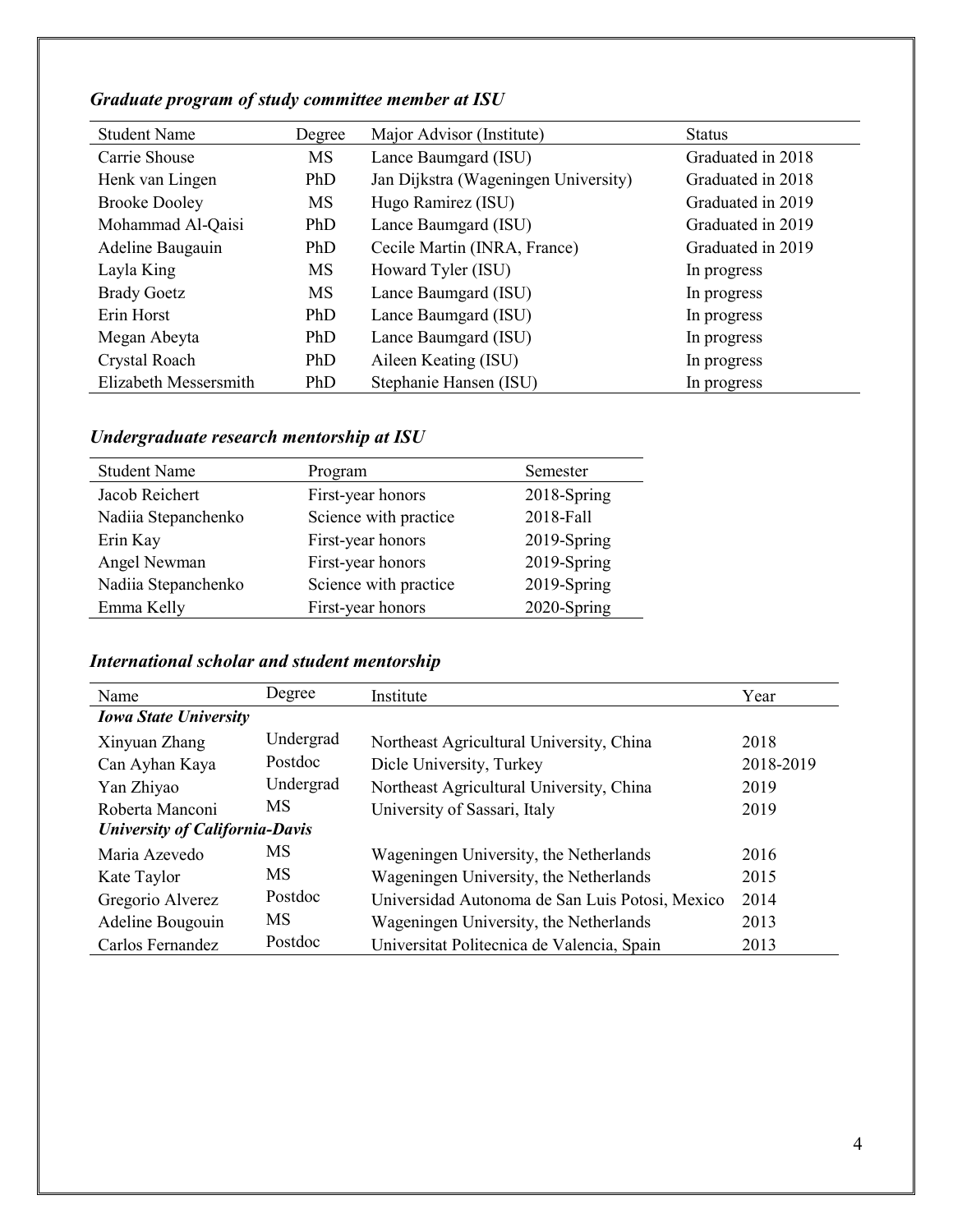### *Graduate program of study committee member at ISU*

| Student Name | Degree | Major Advisor (Institute) | Status |
|---|---|---|---|
| Carrie Shouse | MS | Lance Baumgard (ISU) | Graduated in 2018 |
| Henk van Lingen | PhD | Jan Dijkstra (Wageningen University) | Graduated in 2018 |
| Brooke Dooley | MS | Hugo Ramirez (ISU) | Graduated in 2019 |
| Mohammad Al-Qaisi | PhD | Lance Baumgard (ISU) | Graduated in 2019 |
| Adeline Baugauin | PhD | Cecile Martin (INRA, France) | Graduated in 2019 |
| Layla King | MS | Howard Tyler (ISU) | In progress |
| Brady Goetz | MS | Lance Baumgard (ISU) | In progress |
| Erin Horst | PhD | Lance Baumgard (ISU) | In progress |
| Megan Abeyta | PhD | Lance Baumgard (ISU) | In progress |
| Crystal Roach | PhD | Aileen Keating (ISU) | In progress |
| Elizabeth Messersmith | PhD | Stephanie Hansen (ISU) | In progress |

### *Undergraduate research mentorship at ISU*

| Student Name | Program | Semester |
|---|---|---|
| Jacob Reichert | First-year honors | 2018-Spring |
| Nadiia Stepanchenko | Science with practice | 2018-Fall |
| Erin Kay | First-year honors | 2019-Spring |
| Angel Newman | First-year honors | 2019-Spring |
| Nadiia Stepanchenko | Science with practice | 2019-Spring |
| Emma Kelly | First-year honors | 2020-Spring |

### *International scholar and student mentorship*

| Name | Degree | Institute | Year |
|---|---|---|---|
| ***Iowa State University*** | | | |
| Xinyuan Zhang | Undergrad | Northeast Agricultural University, China | 2018 |
| Can Ayhan Kaya | Postdoc | Dicle University, Turkey | 2018-2019 |
| Yan Zhiyao | Undergrad | Northeast Agricultural University, China | 2019 |
| Roberta Manconi | MS | University of Sassari, Italy | 2019 |
| ***University of California-Davis*** | | | |
| Maria Azevedo | MS | Wageningen University, the Netherlands | 2016 |
| Kate Taylor | MS | Wageningen University, the Netherlands | 2015 |
| Gregorio Alverez | Postdoc | Universidad Autonoma de San Luis Potosi, Mexico | 2014 |
| Adeline Bougouin | MS | Wageningen University, the Netherlands | 2013 |
| Carlos Fernandez | Postdoc | Universitat Politecnica de Valencia, Spain | 2013 |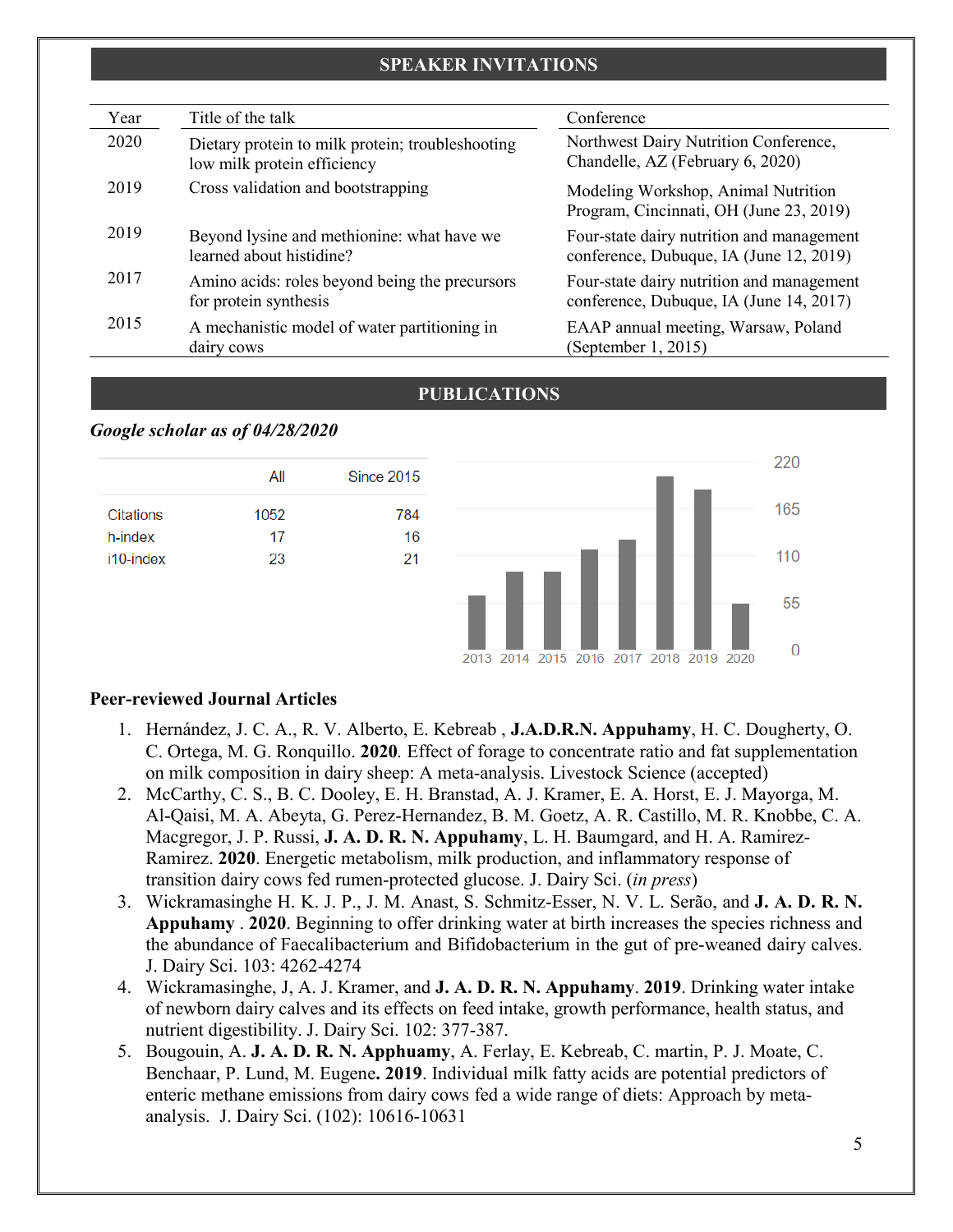## SPEAKER INVITATIONS

| Year | Title of the talk | Conference |
|---|---|---|
| 2020 | Dietary protein to milk protein; troubleshooting low milk protein efficiency | Northwest Dairy Nutrition Conference, Chandelle, AZ (February 6, 2020) |
| 2019 | Cross validation and bootstrapping | Modeling Workshop, Animal Nutrition Program, Cincinnati, OH (June 23, 2019) |
| 2019 | Beyond lysine and methionine: what have we learned about histidine? | Four-state dairy nutrition and management conference, Dubuque, IA (June 12, 2019) |
| 2017 | Amino acids: roles beyond being the precursors for protein synthesis | Four-state dairy nutrition and management conference, Dubuque, IA (June 14, 2017) |
| 2015 | A mechanistic model of water partitioning in dairy cows | EAAP annual meeting, Warsaw, Poland (September 1, 2015) |

## PUBLICATIONS

***Google scholar as of 04/28/2020***

| | All | Since 2015 |
|---|---|---|
| Citations | 1052 | 784 |
| h-index | 17 | 16 |
| i10-index | 23 | 21 |

### Peer-reviewed Journal Articles

1. Hernández, J. C. A., R. V. Alberto, E. Kebreab , **J.A.D.R.N. Appuhamy**, H. C. Dougherty, O. C. Ortega, M. G. Ronquillo. **2020**. Effect of forage to concentrate ratio and fat supplementation on milk composition in dairy sheep: A meta-analysis. Livestock Science (accepted)
2. McCarthy, C. S., B. C. Dooley, E. H. Branstad, A. J. Kramer, E. A. Horst, E. J. Mayorga, M. Al-Qaisi, M. A. Abeyta, G. Perez-Hernandez, B. M. Goetz, A. R. Castillo, M. R. Knobbe, C. A. Macgregor, J. P. Russi, **J. A. D. R. N. Appuhamy**, L. H. Baumgard, and H. A. Ramirez-Ramirez. **2020**. Energetic metabolism, milk production, and inflammatory response of transition dairy cows fed rumen-protected glucose. J. Dairy Sci. (*in press*)
3. Wickramasinghe H. K. J. P., J. M. Anast, S. Schmitz-Esser, N. V. L. Serão, and **J. A. D. R. N. Appuhamy** . **2020**. Beginning to offer drinking water at birth increases the species richness and the abundance of Faecalibacterium and Bifidobacterium in the gut of pre-weaned dairy calves. J. Dairy Sci. 103: 4262-4274
4. Wickramasinghe, J, A. J. Kramer, and **J. A. D. R. N. Appuhamy**. **2019**. Drinking water intake of newborn dairy calves and its effects on feed intake, growth performance, health status, and nutrient digestibility. J. Dairy Sci. 102: 377-387.
5. Bougouin, A. **J. A. D. R. N. Apphuamy**, A. Ferlay, E. Kebreab, C. martin, P. J. Moate, C. Benchaar, P. Lund, M. Eugene**. 2019**. Individual milk fatty acids are potential predictors of enteric methane emissions from dairy cows fed a wide range of diets: Approach by meta-analysis. J. Dairy Sci. (102): 10616-10631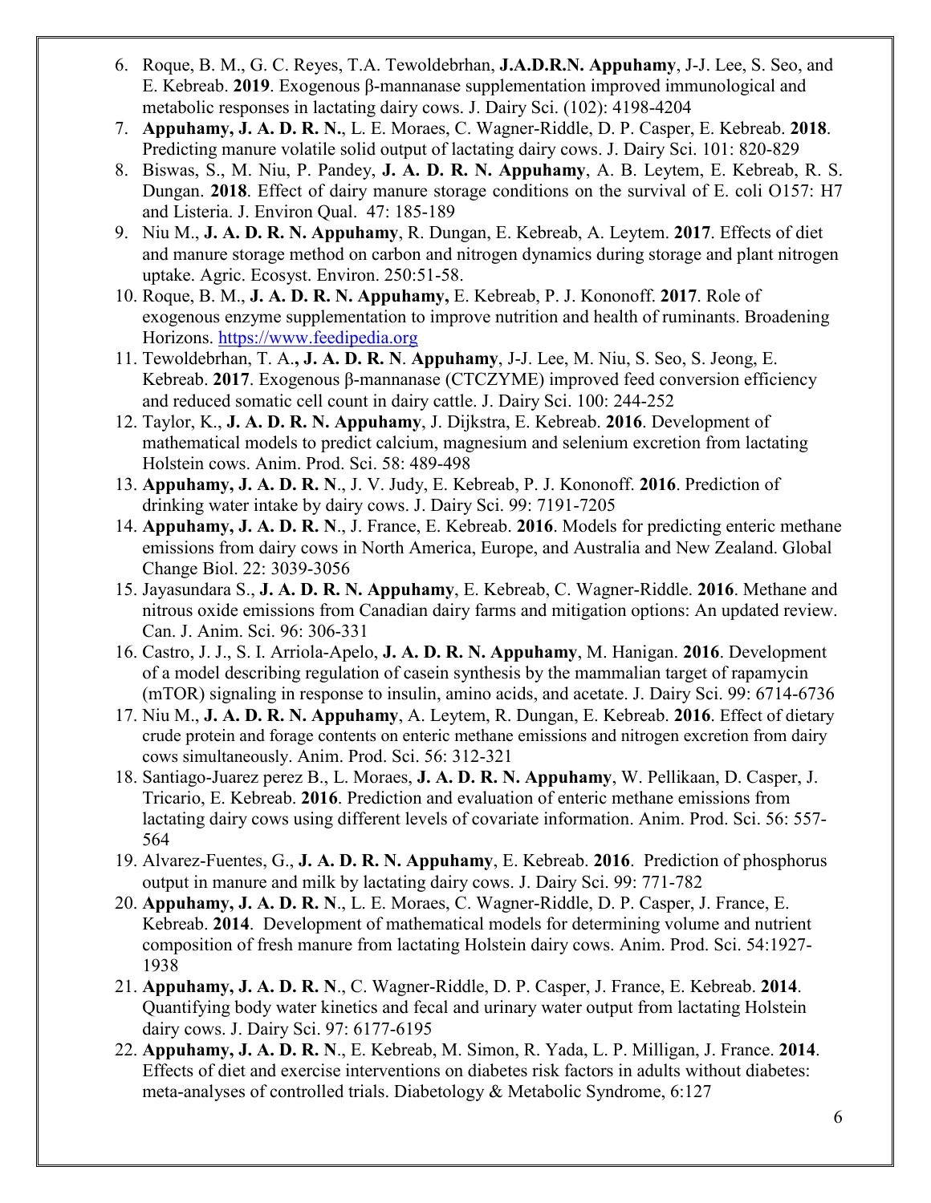6. Roque, B. M., G. C. Reyes, T.A. Tewoldebrhan, **J.A.D.R.N. Appuhamy**, J-J. Lee, S. Seo, and E. Kebreab. **2019**. Exogenous β-mannanase supplementation improved immunological and metabolic responses in lactating dairy cows. J. Dairy Sci. (102): 4198-4204
7. **Appuhamy, J. A. D. R. N.**, L. E. Moraes, C. Wagner-Riddle, D. P. Casper, E. Kebreab. **2018**. Predicting manure volatile solid output of lactating dairy cows. J. Dairy Sci. 101: 820-829
8. Biswas, S., M. Niu, P. Pandey, **J. A. D. R. N. Appuhamy**, A. B. Leytem, E. Kebreab, R. S. Dungan. **2018**. Effect of dairy manure storage conditions on the survival of E. coli O157: H7 and Listeria. J. Environ Qual. 47: 185-189
9. Niu M., **J. A. D. R. N. Appuhamy**, R. Dungan, E. Kebreab, A. Leytem. **2017**. Effects of diet and manure storage method on carbon and nitrogen dynamics during storage and plant nitrogen uptake. Agric. Ecosyst. Environ. 250:51-58.
10. Roque, B. M., **J. A. D. R. N. Appuhamy,** E. Kebreab, P. J. Kononoff. **2017**. Role of exogenous enzyme supplementation to improve nutrition and health of ruminants. Broadening Horizons. https://www.feedipedia.org
11. Tewoldebrhan, T. A.**, J. A. D. R. N**. **Appuhamy**, J-J. Lee, M. Niu, S. Seo, S. Jeong, E. Kebreab. **2017**. Exogenous β-mannanase (CTCZYME) improved feed conversion efficiency and reduced somatic cell count in dairy cattle. J. Dairy Sci. 100: 244-252
12. Taylor, K., **J. A. D. R. N. Appuhamy**, J. Dijkstra, E. Kebreab. **2016**. Development of mathematical models to predict calcium, magnesium and selenium excretion from lactating Holstein cows. Anim. Prod. Sci. 58: 489-498
13. **Appuhamy, J. A. D. R. N**., J. V. Judy, E. Kebreab, P. J. Kononoff. **2016**. Prediction of drinking water intake by dairy cows. J. Dairy Sci. 99: 7191-7205
14. **Appuhamy, J. A. D. R. N**., J. France, E. Kebreab. **2016**. Models for predicting enteric methane emissions from dairy cows in North America, Europe, and Australia and New Zealand. Global Change Biol. 22: 3039-3056
15. Jayasundara S., **J. A. D. R. N. Appuhamy**, E. Kebreab, C. Wagner-Riddle. **2016**. Methane and nitrous oxide emissions from Canadian dairy farms and mitigation options: An updated review. Can. J. Anim. Sci. 96: 306-331
16. Castro, J. J., S. I. Arriola-Apelo, **J. A. D. R. N. Appuhamy**, M. Hanigan. **2016**. Development of a model describing regulation of casein synthesis by the mammalian target of rapamycin (mTOR) signaling in response to insulin, amino acids, and acetate. J. Dairy Sci. 99: 6714-6736
17. Niu M., **J. A. D. R. N. Appuhamy**, A. Leytem, R. Dungan, E. Kebreab. **2016**. Effect of dietary crude protein and forage contents on enteric methane emissions and nitrogen excretion from dairy cows simultaneously. Anim. Prod. Sci. 56: 312-321
18. Santiago-Juarez perez B., L. Moraes, **J. A. D. R. N. Appuhamy**, W. Pellikaan, D. Casper, J. Tricario, E. Kebreab. **2016**. Prediction and evaluation of enteric methane emissions from lactating dairy cows using different levels of covariate information. Anim. Prod. Sci. 56: 557-564
19. Alvarez-Fuentes, G., **J. A. D. R. N. Appuhamy**, E. Kebreab. **2016**. Prediction of phosphorus output in manure and milk by lactating dairy cows. J. Dairy Sci. 99: 771-782
20. **Appuhamy, J. A. D. R. N**., L. E. Moraes, C. Wagner-Riddle, D. P. Casper, J. France, E. Kebreab. **2014**. Development of mathematical models for determining volume and nutrient composition of fresh manure from lactating Holstein dairy cows. Anim. Prod. Sci. 54:1927-1938
21. **Appuhamy, J. A. D. R. N**., C. Wagner-Riddle, D. P. Casper, J. France, E. Kebreab. **2014**. Quantifying body water kinetics and fecal and urinary water output from lactating Holstein dairy cows. J. Dairy Sci. 97: 6177-6195
22. **Appuhamy, J. A. D. R. N**., E. Kebreab, M. Simon, R. Yada, L. P. Milligan, J. France. **2014**. Effects of diet and exercise interventions on diabetes risk factors in adults without diabetes: meta-analyses of controlled trials. Diabetology & Metabolic Syndrome, 6:127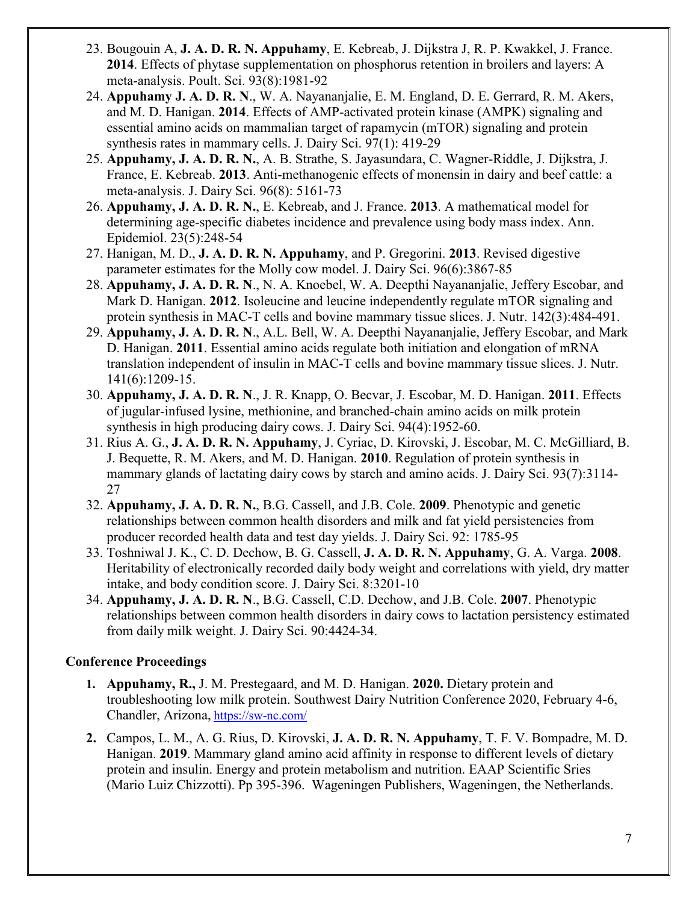23. Bougouin A, **J. A. D. R. N. Appuhamy**, E. Kebreab, J. Dijkstra J, R. P. Kwakkel, J. France. **2014**. Effects of phytase supplementation on phosphorus retention in broilers and layers: A meta-analysis. Poult. Sci. 93(8):1981-92
24. **Appuhamy J. A. D. R. N**., W. A. Nayananjalie, E. M. England, D. E. Gerrard, R. M. Akers, and M. D. Hanigan. **2014**. Effects of AMP-activated protein kinase (AMPK) signaling and essential amino acids on mammalian target of rapamycin (mTOR) signaling and protein synthesis rates in mammary cells. J. Dairy Sci. 97(1): 419-29
25. **Appuhamy, J. A. D. R. N.**, A. B. Strathe, S. Jayasundara, C. Wagner-Riddle, J. Dijkstra, J. France, E. Kebreab. **2013**. Anti-methanogenic effects of monensin in dairy and beef cattle: a meta-analysis. J. Dairy Sci. 96(8): 5161-73
26. **Appuhamy, J. A. D. R. N.**, E. Kebreab, and J. France. **2013**. A mathematical model for determining age-specific diabetes incidence and prevalence using body mass index. Ann. Epidemiol. 23(5):248-54
27. Hanigan, M. D., **J. A. D. R. N. Appuhamy**, and P. Gregorini. **2013**. Revised digestive parameter estimates for the Molly cow model. J. Dairy Sci. 96(6):3867-85
28. **Appuhamy, J. A. D. R. N**., N. A. Knoebel, W. A. Deepthi Nayananjalie, Jeffery Escobar, and Mark D. Hanigan. **2012**. Isoleucine and leucine independently regulate mTOR signaling and protein synthesis in MAC-T cells and bovine mammary tissue slices. J. Nutr. 142(3):484-491.
29. **Appuhamy, J. A. D. R. N**., A.L. Bell, W. A. Deepthi Nayananjalie, Jeffery Escobar, and Mark D. Hanigan. **2011**. Essential amino acids regulate both initiation and elongation of mRNA translation independent of insulin in MAC-T cells and bovine mammary tissue slices. J. Nutr. 141(6):1209-15.
30. **Appuhamy, J. A. D. R. N**., J. R. Knapp, O. Becvar, J. Escobar, M. D. Hanigan. **2011**. Effects of jugular-infused lysine, methionine, and branched-chain amino acids on milk protein synthesis in high producing dairy cows. J. Dairy Sci. 94(4):1952-60.
31. Rius A. G., **J. A. D. R. N. Appuhamy**, J. Cyriac, D. Kirovski, J. Escobar, M. C. McGilliard, B. J. Bequette, R. M. Akers, and M. D. Hanigan. **2010**. Regulation of protein synthesis in mammary glands of lactating dairy cows by starch and amino acids. J. Dairy Sci. 93(7):3114-27
32. **Appuhamy, J. A. D. R. N.**, B.G. Cassell, and J.B. Cole. **2009**. Phenotypic and genetic relationships between common health disorders and milk and fat yield persistencies from producer recorded health data and test day yields. J. Dairy Sci. 92: 1785-95
33. Toshniwal J. K., C. D. Dechow, B. G. Cassell, **J. A. D. R. N. Appuhamy**, G. A. Varga. **2008**. Heritability of electronically recorded daily body weight and correlations with yield, dry matter intake, and body condition score. J. Dairy Sci. 8:3201-10
34. **Appuhamy, J. A. D. R. N**., B.G. Cassell, C.D. Dechow, and J.B. Cole. **2007**. Phenotypic relationships between common health disorders in dairy cows to lactation persistency estimated from daily milk weight. J. Dairy Sci. 90:4424-34.

**Conference Proceedings**

1. **Appuhamy, R.,** J. M. Prestegaard, and M. D. Hanigan. **2020.** Dietary protein and troubleshooting low milk protein. Southwest Dairy Nutrition Conference 2020, February 4-6, Chandler, Arizona, https://sw-nc.com/
2. Campos, L. M., A. G. Rius, D. Kirovski, **J. A. D. R. N. Appuhamy**, T. F. V. Bompadre, M. D. Hanigan. **2019**. Mammary gland amino acid affinity in response to different levels of dietary protein and insulin. Energy and protein metabolism and nutrition. EAAP Scientific Sries (Mario Luiz Chizzotti). Pp 395-396. Wageningen Publishers, Wageningen, the Netherlands.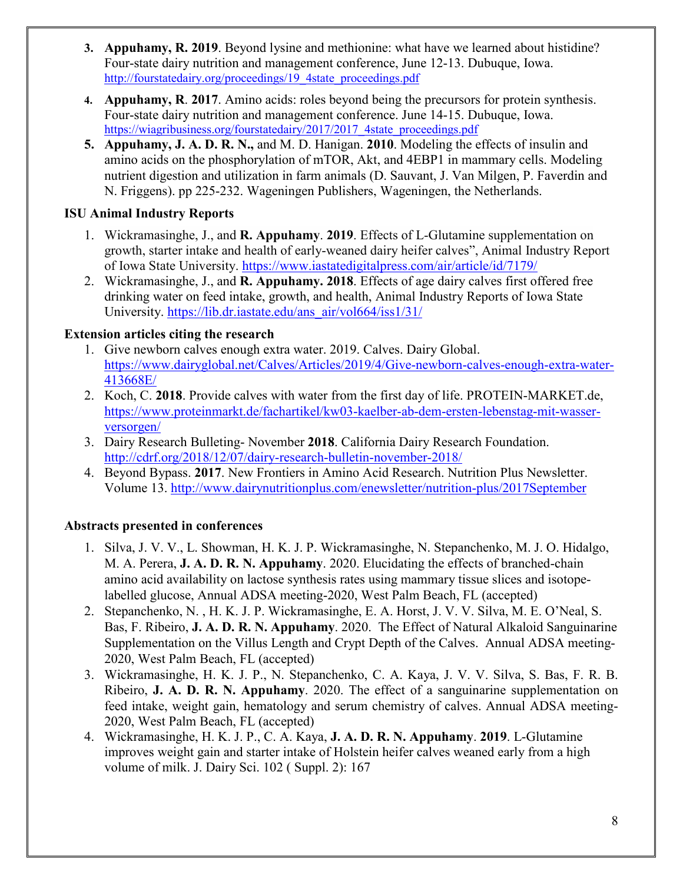3. **Appuhamy, R. 2019**. Beyond lysine and methionine: what have we learned about histidine? Four-state dairy nutrition and management conference, June 12-13. Dubuque, Iowa. http://fourstatedairy.org/proceedings/19_4state_proceedings.pdf
4. **Appuhamy, R**. **2017**. Amino acids: roles beyond being the precursors for protein synthesis. Four-state dairy nutrition and management conference. June 14-15. Dubuque, Iowa. https://wiagribusiness.org/fourstatedairy/2017/2017_4state_proceedings.pdf
5. **Appuhamy, J. A. D. R. N.,** and M. D. Hanigan. **2010**. Modeling the effects of insulin and amino acids on the phosphorylation of mTOR, Akt, and 4EBP1 in mammary cells. Modeling nutrient digestion and utilization in farm animals (D. Sauvant, J. Van Milgen, P. Faverdin and N. Friggens). pp 225-232. Wageningen Publishers, Wageningen, the Netherlands.

**ISU Animal Industry Reports**

1. Wickramasinghe, J., and **R. Appuhamy**. **2019**. Effects of L-Glutamine supplementation on growth, starter intake and health of early-weaned dairy heifer calves", Animal Industry Report of Iowa State University. https://www.iastatedigitalpress.com/air/article/id/7179/
2. Wickramasinghe, J., and **R. Appuhamy. 2018**. Effects of age dairy calves first offered free drinking water on feed intake, growth, and health, Animal Industry Reports of Iowa State University. https://lib.dr.iastate.edu/ans_air/vol664/iss1/31/

**Extension articles citing the research**

1. Give newborn calves enough extra water. 2019. Calves. Dairy Global. https://www.dairyglobal.net/Calves/Articles/2019/4/Give-newborn-calves-enough-extra-water-413668E/
2. Koch, C. **2018**. Provide calves with water from the first day of life. PROTEIN-MARKET.de, https://www.proteinmarkt.de/fachartikel/kw03-kaelber-ab-dem-ersten-lebenstag-mit-wasser-versorgen/
3. Dairy Research Bulleting- November **2018**. California Dairy Research Foundation. http://cdrf.org/2018/12/07/dairy-research-bulletin-november-2018/
4. Beyond Bypass. **2017**. New Frontiers in Amino Acid Research. Nutrition Plus Newsletter. Volume 13. http://www.dairynutritionplus.com/enewsletter/nutrition-plus/2017September

**Abstracts presented in conferences**

1. Silva, J. V. V., L. Showman, H. K. J. P. Wickramasinghe, N. Stepanchenko, M. J. O. Hidalgo, M. A. Perera, **J. A. D. R. N. Appuhamy**. 2020. Elucidating the effects of branched-chain amino acid availability on lactose synthesis rates using mammary tissue slices and isotope-labelled glucose, Annual ADSA meeting-2020, West Palm Beach, FL (accepted)
2. Stepanchenko, N. , H. K. J. P. Wickramasinghe, E. A. Horst, J. V. V. Silva, M. E. O'Neal, S. Bas, F. Ribeiro, **J. A. D. R. N. Appuhamy**. 2020. The Effect of Natural Alkaloid Sanguinarine Supplementation on the Villus Length and Crypt Depth of the Calves. Annual ADSA meeting-2020, West Palm Beach, FL (accepted)
3. Wickramasinghe, H. K. J. P., N. Stepanchenko, C. A. Kaya, J. V. V. Silva, S. Bas, F. R. B. Ribeiro, **J. A. D. R. N. Appuhamy**. 2020. The effect of a sanguinarine supplementation on feed intake, weight gain, hematology and serum chemistry of calves. Annual ADSA meeting-2020, West Palm Beach, FL (accepted)
4. Wickramasinghe, H. K. J. P., C. A. Kaya, **J. A. D. R. N. Appuhamy**. **2019**. L-Glutamine improves weight gain and starter intake of Holstein heifer calves weaned early from a high volume of milk. J. Dairy Sci. 102 ( Suppl. 2): 167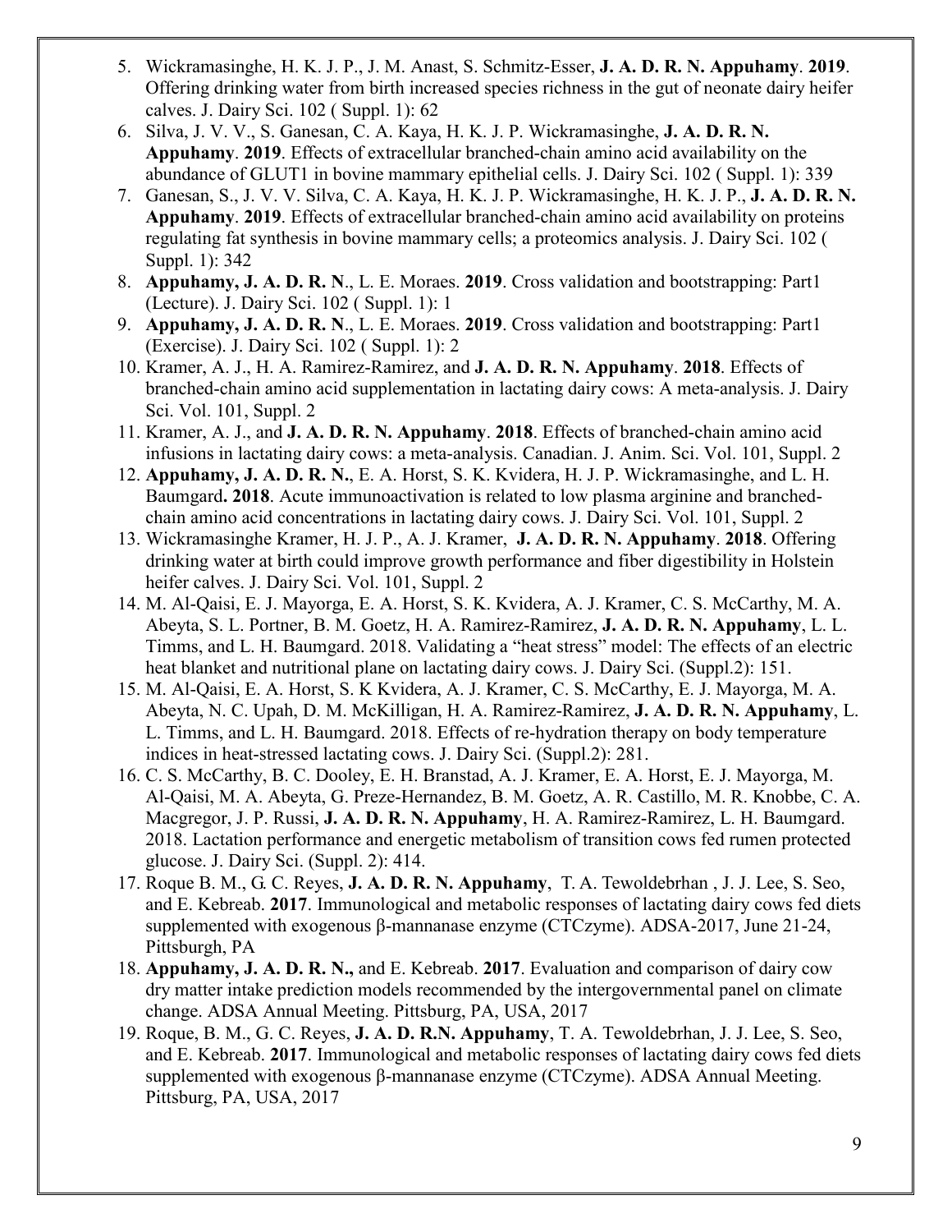5. Wickramasinghe, H. K. J. P., J. M. Anast, S. Schmitz-Esser, **J. A. D. R. N. Appuhamy**. **2019**. Offering drinking water from birth increased species richness in the gut of neonate dairy heifer calves. J. Dairy Sci. 102 ( Suppl. 1): 62
6. Silva, J. V. V., S. Ganesan, C. A. Kaya, H. K. J. P. Wickramasinghe, **J. A. D. R. N. Appuhamy**. **2019**. Effects of extracellular branched-chain amino acid availability on the abundance of GLUT1 in bovine mammary epithelial cells. J. Dairy Sci. 102 ( Suppl. 1): 339
7. Ganesan, S., J. V. V. Silva, C. A. Kaya, H. K. J. P. Wickramasinghe, H. K. J. P., **J. A. D. R. N. Appuhamy**. **2019**. Effects of extracellular branched-chain amino acid availability on proteins regulating fat synthesis in bovine mammary cells; a proteomics analysis. J. Dairy Sci. 102 ( Suppl. 1): 342
8. **Appuhamy, J. A. D. R. N**., L. E. Moraes. **2019**. Cross validation and bootstrapping: Part1 (Lecture). J. Dairy Sci. 102 ( Suppl. 1): 1
9. **Appuhamy, J. A. D. R. N**., L. E. Moraes. **2019**. Cross validation and bootstrapping: Part1 (Exercise). J. Dairy Sci. 102 ( Suppl. 1): 2
10. Kramer, A. J., H. A. Ramirez-Ramirez, and **J. A. D. R. N. Appuhamy**. **2018**. Effects of branched-chain amino acid supplementation in lactating dairy cows: A meta-analysis. J. Dairy Sci. Vol. 101, Suppl. 2
11. Kramer, A. J., and **J. A. D. R. N. Appuhamy**. **2018**. Effects of branched-chain amino acid infusions in lactating dairy cows: a meta-analysis. Canadian. J. Anim. Sci. Vol. 101, Suppl. 2
12. **Appuhamy, J. A. D. R. N.**, E. A. Horst, S. K. Kvidera, H. J. P. Wickramasinghe, and L. H. Baumgard**. 2018**. Acute immunoactivation is related to low plasma arginine and branched-chain amino acid concentrations in lactating dairy cows. J. Dairy Sci. Vol. 101, Suppl. 2
13. Wickramasinghe Kramer, H. J. P., A. J. Kramer, **J. A. D. R. N. Appuhamy**. **2018**. Offering drinking water at birth could improve growth performance and fiber digestibility in Holstein heifer calves. J. Dairy Sci. Vol. 101, Suppl. 2
14. M. Al-Qaisi, E. J. Mayorga, E. A. Horst, S. K. Kvidera, A. J. Kramer, C. S. McCarthy, M. A. Abeyta, S. L. Portner, B. M. Goetz, H. A. Ramirez-Ramirez, **J. A. D. R. N. Appuhamy**, L. L. Timms, and L. H. Baumgard. 2018. Validating a "heat stress" model: The effects of an electric heat blanket and nutritional plane on lactating dairy cows. J. Dairy Sci. (Suppl.2): 151.
15. M. Al-Qaisi, E. A. Horst, S. K Kvidera, A. J. Kramer, C. S. McCarthy, E. J. Mayorga, M. A. Abeyta, N. C. Upah, D. M. McKilligan, H. A. Ramirez-Ramirez, **J. A. D. R. N. Appuhamy**, L. L. Timms, and L. H. Baumgard. 2018. Effects of re-hydration therapy on body temperature indices in heat-stressed lactating cows. J. Dairy Sci. (Suppl.2): 281.
16. C. S. McCarthy, B. C. Dooley, E. H. Branstad, A. J. Kramer, E. A. Horst, E. J. Mayorga, M. Al-Qaisi, M. A. Abeyta, G. Preze-Hernandez, B. M. Goetz, A. R. Castillo, M. R. Knobbe, C. A. Macgregor, J. P. Russi, **J. A. D. R. N. Appuhamy**, H. A. Ramirez-Ramirez, L. H. Baumgard. 2018. Lactation performance and energetic metabolism of transition cows fed rumen protected glucose. J. Dairy Sci. (Suppl. 2): 414.
17. Roque B. M., G. C. Reyes, **J. A. D. R. N. Appuhamy**, T. A. Tewoldebrhan , J. J. Lee, S. Seo, and E. Kebreab. **2017**. Immunological and metabolic responses of lactating dairy cows fed diets supplemented with exogenous β-mannanase enzyme (CTCzyme). ADSA-2017, June 21-24, Pittsburgh, PA
18. **Appuhamy, J. A. D. R. N.,** and E. Kebreab. **2017**. Evaluation and comparison of dairy cow dry matter intake prediction models recommended by the intergovernmental panel on climate change. ADSA Annual Meeting. Pittsburg, PA, USA, 2017
19. Roque, B. M., G. C. Reyes, **J. A. D. R.N. Appuhamy**, T. A. Tewoldebrhan, J. J. Lee, S. Seo, and E. Kebreab. **2017**. Immunological and metabolic responses of lactating dairy cows fed diets supplemented with exogenous β-mannanase enzyme (CTCzyme). ADSA Annual Meeting. Pittsburg, PA, USA, 2017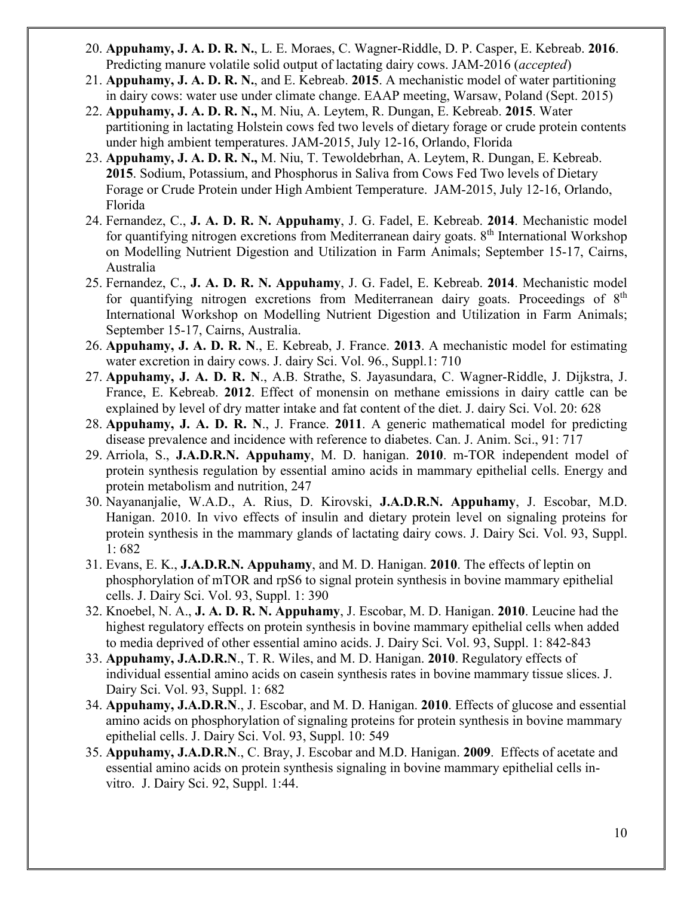20. **Appuhamy, J. A. D. R. N.**, L. E. Moraes, C. Wagner-Riddle, D. P. Casper, E. Kebreab. **2016**. Predicting manure volatile solid output of lactating dairy cows. JAM-2016 (*accepted*)
21. **Appuhamy, J. A. D. R. N.**, and E. Kebreab. **2015**. A mechanistic model of water partitioning in dairy cows: water use under climate change. EAAP meeting, Warsaw, Poland (Sept. 2015)
22. **Appuhamy, J. A. D. R. N.,** M. Niu, A. Leytem, R. Dungan, E. Kebreab. **2015**. Water partitioning in lactating Holstein cows fed two levels of dietary forage or crude protein contents under high ambient temperatures. JAM-2015, July 12-16, Orlando, Florida
23. **Appuhamy, J. A. D. R. N.,** M. Niu, T. Tewoldebrhan, A. Leytem, R. Dungan, E. Kebreab. **2015**. Sodium, Potassium, and Phosphorus in Saliva from Cows Fed Two levels of Dietary Forage or Crude Protein under High Ambient Temperature. JAM-2015, July 12-16, Orlando, Florida
24. Fernandez, C., **J. A. D. R. N. Appuhamy**, J. G. Fadel, E. Kebreab. **2014**. Mechanistic model for quantifying nitrogen excretions from Mediterranean dairy goats. 8th International Workshop on Modelling Nutrient Digestion and Utilization in Farm Animals; September 15-17, Cairns, Australia
25. Fernandez, C., **J. A. D. R. N. Appuhamy**, J. G. Fadel, E. Kebreab. **2014**. Mechanistic model for quantifying nitrogen excretions from Mediterranean dairy goats. Proceedings of 8th International Workshop on Modelling Nutrient Digestion and Utilization in Farm Animals; September 15-17, Cairns, Australia.
26. **Appuhamy, J. A. D. R. N**., E. Kebreab, J. France. **2013**. A mechanistic model for estimating water excretion in dairy cows. J. dairy Sci. Vol. 96., Suppl.1: 710
27. **Appuhamy, J. A. D. R. N**., A.B. Strathe, S. Jayasundara, C. Wagner-Riddle, J. Dijkstra, J. France, E. Kebreab. **2012**. Effect of monensin on methane emissions in dairy cattle can be explained by level of dry matter intake and fat content of the diet. J. dairy Sci. Vol. 20: 628
28. **Appuhamy, J. A. D. R. N**., J. France. **2011**. A generic mathematical model for predicting disease prevalence and incidence with reference to diabetes. Can. J. Anim. Sci., 91: 717
29. Arriola, S., **J.A.D.R.N. Appuhamy**, M. D. hanigan. **2010**. m-TOR independent model of protein synthesis regulation by essential amino acids in mammary epithelial cells. Energy and protein metabolism and nutrition, 247
30. Nayananjalie, W.A.D., A. Rius, D. Kirovski, **J.A.D.R.N. Appuhamy**, J. Escobar, M.D. Hanigan. 2010. In vivo effects of insulin and dietary protein level on signaling proteins for protein synthesis in the mammary glands of lactating dairy cows. J. Dairy Sci. Vol. 93, Suppl. 1: 682
31. Evans, E. K., **J.A.D.R.N. Appuhamy**, and M. D. Hanigan. **2010**. The effects of leptin on phosphorylation of mTOR and rpS6 to signal protein synthesis in bovine mammary epithelial cells. J. Dairy Sci. Vol. 93, Suppl. 1: 390
32. Knoebel, N. A., **J. A. D. R. N. Appuhamy**, J. Escobar, M. D. Hanigan. **2010**. Leucine had the highest regulatory effects on protein synthesis in bovine mammary epithelial cells when added to media deprived of other essential amino acids. J. Dairy Sci. Vol. 93, Suppl. 1: 842-843
33. **Appuhamy, J.A.D.R.N**., T. R. Wiles, and M. D. Hanigan. **2010**. Regulatory effects of individual essential amino acids on casein synthesis rates in bovine mammary tissue slices. J. Dairy Sci. Vol. 93, Suppl. 1: 682
34. **Appuhamy, J.A.D.R.N**., J. Escobar, and M. D. Hanigan. **2010**. Effects of glucose and essential amino acids on phosphorylation of signaling proteins for protein synthesis in bovine mammary epithelial cells. J. Dairy Sci. Vol. 93, Suppl. 10: 549
35. **Appuhamy, J.A.D.R.N**., C. Bray, J. Escobar and M.D. Hanigan. **2009**. Effects of acetate and essential amino acids on protein synthesis signaling in bovine mammary epithelial cells in-vitro. J. Dairy Sci. 92, Suppl. 1:44.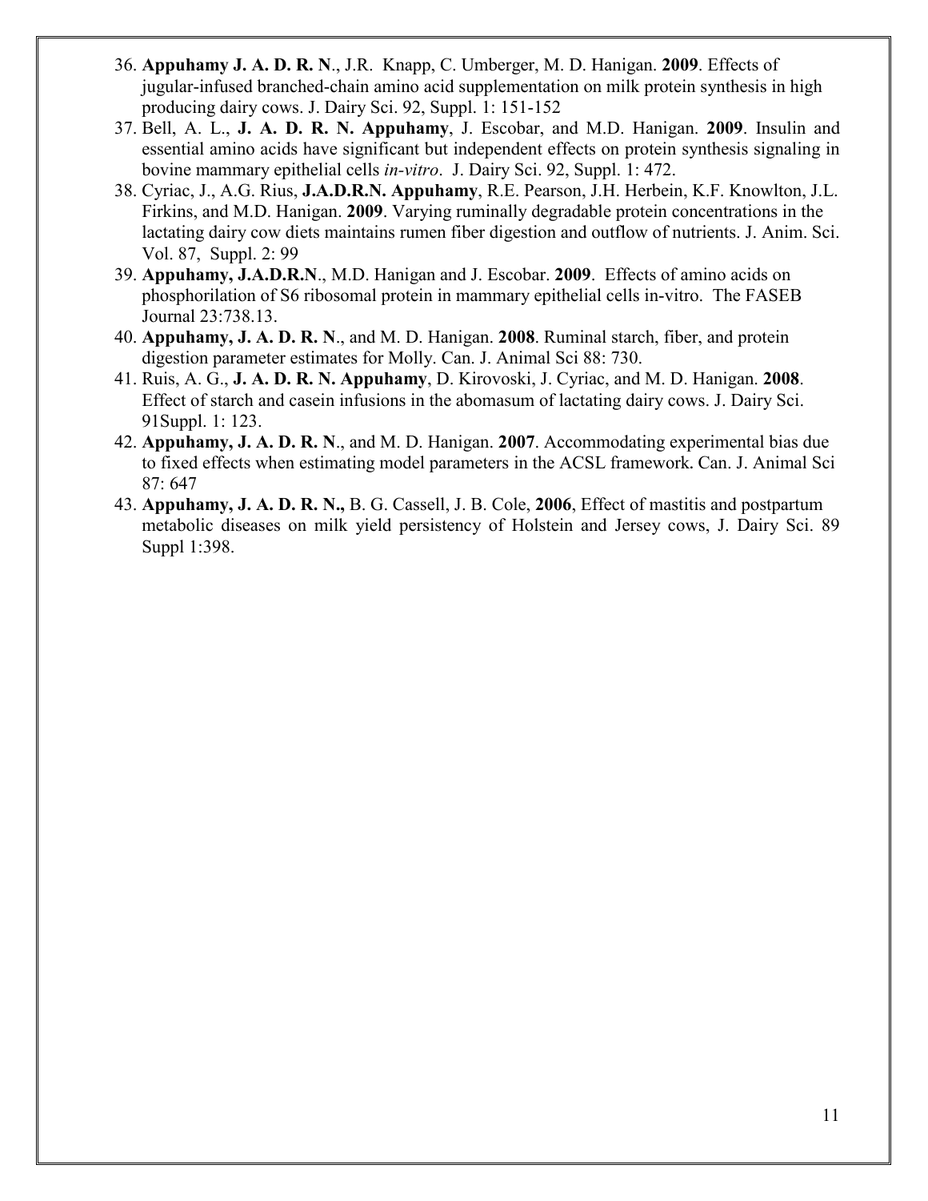36. **Appuhamy J. A. D. R. N**., J.R. Knapp, C. Umberger, M. D. Hanigan. **2009**. Effects of jugular-infused branched-chain amino acid supplementation on milk protein synthesis in high producing dairy cows. J. Dairy Sci. 92, Suppl. 1: 151-152
37. Bell, A. L., **J. A. D. R. N. Appuhamy**, J. Escobar, and M.D. Hanigan. **2009**. Insulin and essential amino acids have significant but independent effects on protein synthesis signaling in bovine mammary epithelial cells *in-vitro*. J. Dairy Sci. 92, Suppl. 1: 472.
38. Cyriac, J., A.G. Rius, **J.A.D.R.N. Appuhamy**, R.E. Pearson, J.H. Herbein, K.F. Knowlton, J.L. Firkins, and M.D. Hanigan. **2009**. Varying ruminally degradable protein concentrations in the lactating dairy cow diets maintains rumen fiber digestion and outflow of nutrients. J. Anim. Sci. Vol. 87, Suppl. 2: 99
39. **Appuhamy, J.A.D.R.N**., M.D. Hanigan and J. Escobar. **2009**. Effects of amino acids on phosphorilation of S6 ribosomal protein in mammary epithelial cells in-vitro. The FASEB Journal 23:738.13.
40. **Appuhamy, J. A. D. R. N**., and M. D. Hanigan. **2008**. Ruminal starch, fiber, and protein digestion parameter estimates for Molly. Can. J. Animal Sci 88: 730.
41. Ruis, A. G., **J. A. D. R. N. Appuhamy**, D. Kirovoski, J. Cyriac, and M. D. Hanigan. **2008**. Effect of starch and casein infusions in the abomasum of lactating dairy cows. J. Dairy Sci. 91Suppl. 1: 123.
42. **Appuhamy, J. A. D. R. N**., and M. D. Hanigan. **2007**. Accommodating experimental bias due to fixed effects when estimating model parameters in the ACSL framework. Can. J. Animal Sci 87: 647
43. **Appuhamy, J. A. D. R. N.,** B. G. Cassell, J. B. Cole, **2006**, Effect of mastitis and postpartum metabolic diseases on milk yield persistency of Holstein and Jersey cows, J. Dairy Sci. 89 Suppl 1:398.